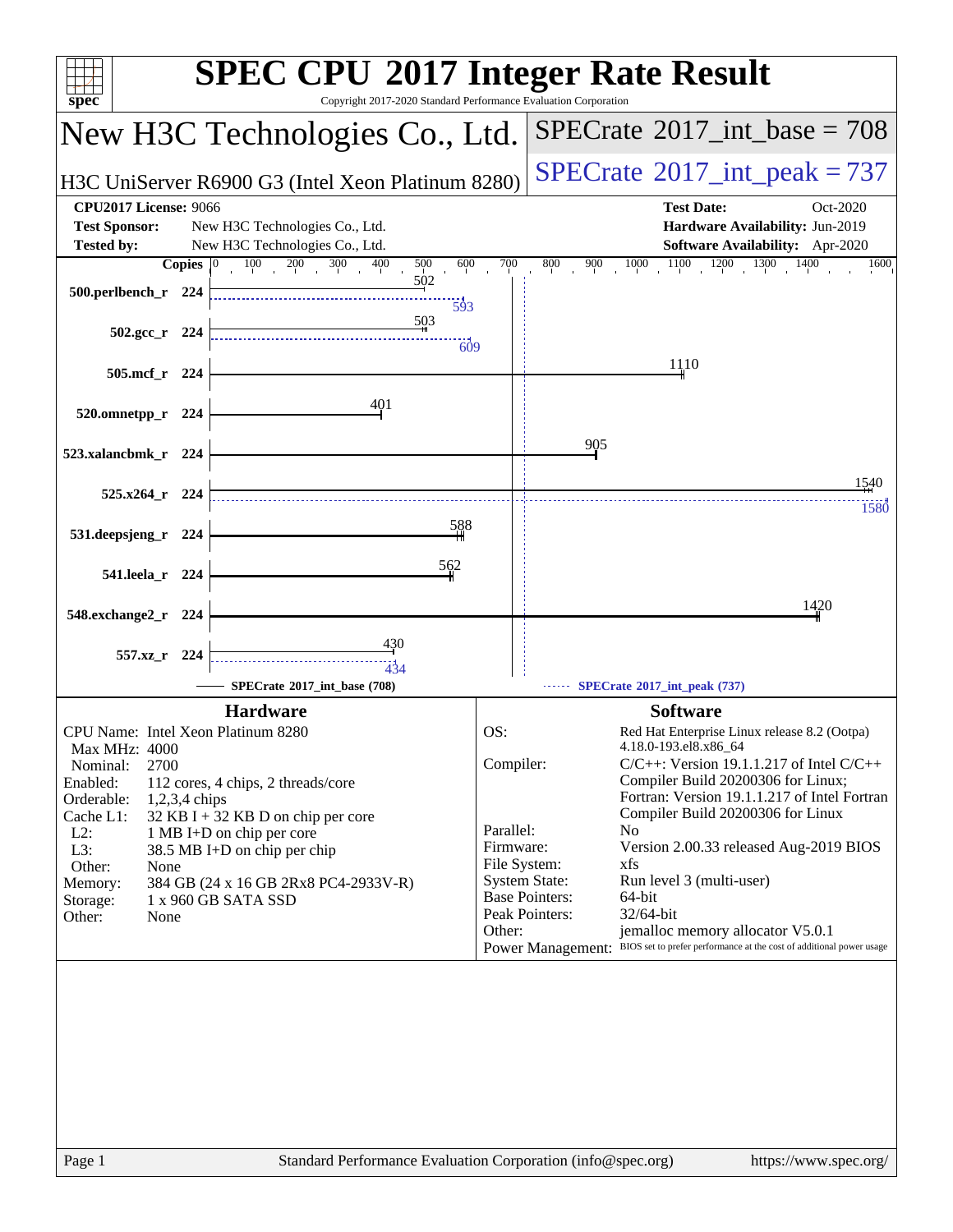# SPEC CPU 2017 Integer Rate Result

Copyright 2017-2020 Standard Performance Evaluation Corporation

## New H3C Technologies Co., Ltd.

## H3C UniServer R6900 G3 (Intel Xeon Platinum 8280)

**SPECrate 2017_int_base = 708**

**SPECrate 2017_int_peak = 737**

**CPU2017 License:** 9066
**Test Sponsor:** New H3C Technologies Co., Ltd.
**Tested by:** New H3C Technologies Co., Ltd.

**Test Date:** Oct-2020
**Hardware Availability:** Jun-2019
**Software Availability:** Apr-2020

Copies 0 100 200 300 400 500 600 700 800 900 1000 1100 1200 1300 1400 1600

500.perlbench_r 224 502 593
502.gcc_r 224 503 609
505.mcf_r 224 1110
520.omnetpp_r 224 401
523.xalancbmk_r 224 905
525.x264_r 224 1540 1580
531.deepsjeng_r 224 588
541.leela_r 224 562
548.exchange2_r 224 1420
557.xz_r 224 430 434

SPECrate 2017_int_base (708)
SPECrate 2017_int_peak (737)

### Hardware

| | |
|---|---|
| CPU Name: | Intel Xeon Platinum 8280 |
| Max MHz: | 4000 |
| Nominal: | 2700 |
| Enabled: | 112 cores, 4 chips, 2 threads/core |
| Orderable: | 1,2,3,4 chips |
| Cache L1: | 32 KB I + 32 KB D on chip per core |
| L2: | 1 MB I+D on chip per core |
| L3: | 38.5 MB I+D on chip per chip |
| Other: | None |
| Memory: | 384 GB (24 x 16 GB 2Rx8 PC4-2933V-R) |
| Storage: | 1 x 960 GB SATA SSD |
| Other: | None |

### Software

| | |
|---|---|
| OS: | Red Hat Enterprise Linux release 8.2 (Ootpa) 4.18.0-193.el8.x86_64 |
| Compiler: | C/C++: Version 19.1.1.217 of Intel C/C++ Compiler Build 20200306 for Linux; Fortran: Version 19.1.1.217 of Intel Fortran Compiler Build 20200306 for Linux |
| Parallel: | No |
| Firmware: | Version 2.00.33 released Aug-2019 BIOS |
| File System: | xfs |
| System State: | Run level 3 (multi-user) |
| Base Pointers: | 64-bit |
| Peak Pointers: | 32/64-bit |
| Other: | jemalloc memory allocator V5.0.1 |
| Power Management: | BIOS set to prefer performance at the cost of additional power usage |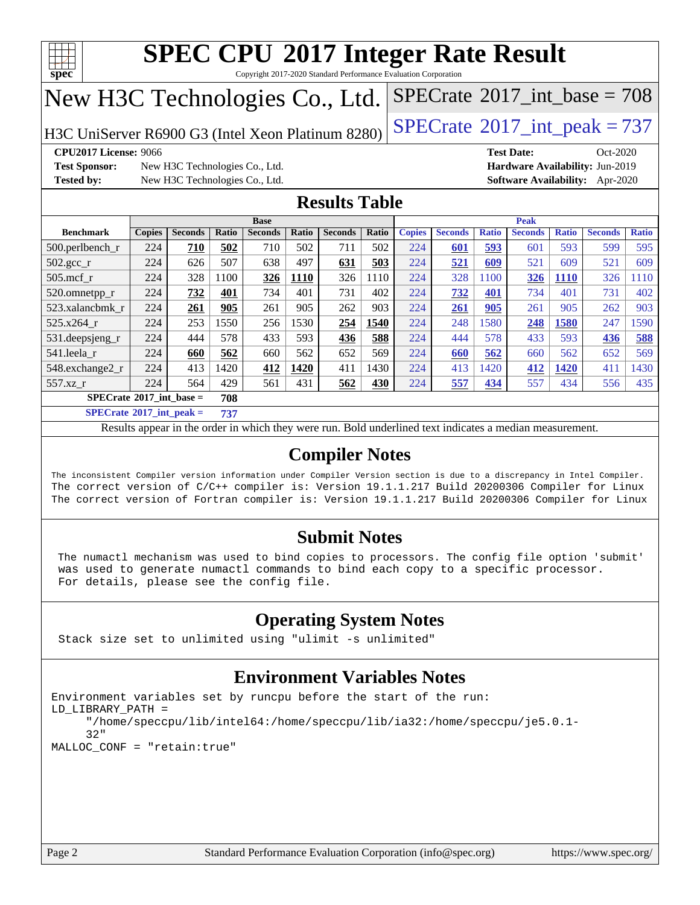# SPEC CPU 2017 Integer Rate Result

Copyright 2017-2020 Standard Performance Evaluation Corporation

## New H3C Technologies Co., Ltd.

H3C UniServer R6900 G3 (Intel Xeon Platinum 8280)

SPECrate 2017_int_base = 708

SPECrate 2017_int_peak = 737

**CPU2017 License:** 9066
**Test Sponsor:** New H3C Technologies Co., Ltd.
**Tested by:** New H3C Technologies Co., Ltd.

**Test Date:** Oct-2020
**Hardware Availability:** Jun-2019
**Software Availability:** Apr-2020

## Results Table

| | Base | | | | | | | Peak | | | | | | |
|---|---|---|---|---|---|---|---|---|---|---|---|---|---|---|
| **Benchmark** | **Copies** | **Seconds** | **Ratio** | **Seconds** | **Ratio** | **Seconds** | **Ratio** | **Copies** | **Seconds** | **Ratio** | **Seconds** | **Ratio** | **Seconds** | **Ratio** |
| 500.perlbench_r | 224 | **710** | **502** | 710 | 502 | 711 | 502 | 224 | **601** | **593** | 601 | 593 | 599 | 595 |
| 502.gcc_r | 224 | 626 | 507 | 638 | 497 | **631** | **503** | 224 | **521** | **609** | 521 | 609 | 521 | 609 |
| 505.mcf_r | 224 | 328 | 1100 | **326** | **1110** | 326 | 1110 | 224 | 328 | 1100 | **326** | **1110** | 326 | 1110 |
| 520.omnetpp_r | 224 | **732** | **401** | 734 | 401 | 731 | 402 | 224 | **732** | **401** | 734 | 401 | 731 | 402 |
| 523.xalancbmk_r | 224 | **261** | **905** | 261 | 905 | 262 | 903 | 224 | **261** | **905** | 261 | 905 | 262 | 903 |
| 525.x264_r | 224 | 253 | 1550 | 256 | 1530 | **254** | **1540** | 224 | 248 | 1580 | **248** | **1580** | 247 | 1590 |
| 531.deepsjeng_r | 224 | 444 | 578 | 433 | 593 | **436** | **588** | 224 | 444 | 578 | 433 | 593 | **436** | **588** |
| 541.leela_r | 224 | **660** | **562** | 660 | 562 | 652 | 569 | 224 | **660** | **562** | 660 | 562 | 652 | 569 |
| 548.exchange2_r | 224 | 413 | 1420 | **412** | **1420** | 411 | 1430 | 224 | 413 | 1420 | **412** | **1420** | 411 | 1430 |
| 557.xz_r | 224 | 564 | 429 | 561 | 431 | **562** | **430** | 224 | **557** | **434** | 557 | 434 | 556 | 435 |

**SPECrate 2017_int_base = 708**

**SPECrate 2017_int_peak = 737**

Results appear in the order in which they were run. Bold underlined text indicates a median measurement.

## Compiler Notes

```
The inconsistent Compiler version information under Compiler Version section is due to a discrepancy in Intel Compiler.
The correct version of C/C++ compiler is: Version 19.1.1.217 Build 20200306 Compiler for Linux
The correct version of Fortran compiler is: Version 19.1.1.217 Build 20200306 Compiler for Linux
```

## Submit Notes

```
The numactl mechanism was used to bind copies to processors. The config file option 'submit'
was used to generate numactl commands to bind each copy to a specific processor.
For details, please see the config file.
```

## Operating System Notes

```
Stack size set to unlimited using "ulimit -s unlimited"
```

## Environment Variables Notes

```
Environment variables set by runcpu before the start of the run:
LD_LIBRARY_PATH =
     "/home/speccpu/lib/intel64:/home/speccpu/lib/ia32:/home/speccpu/je5.0.1-
     32"
MALLOC_CONF = "retain:true"
```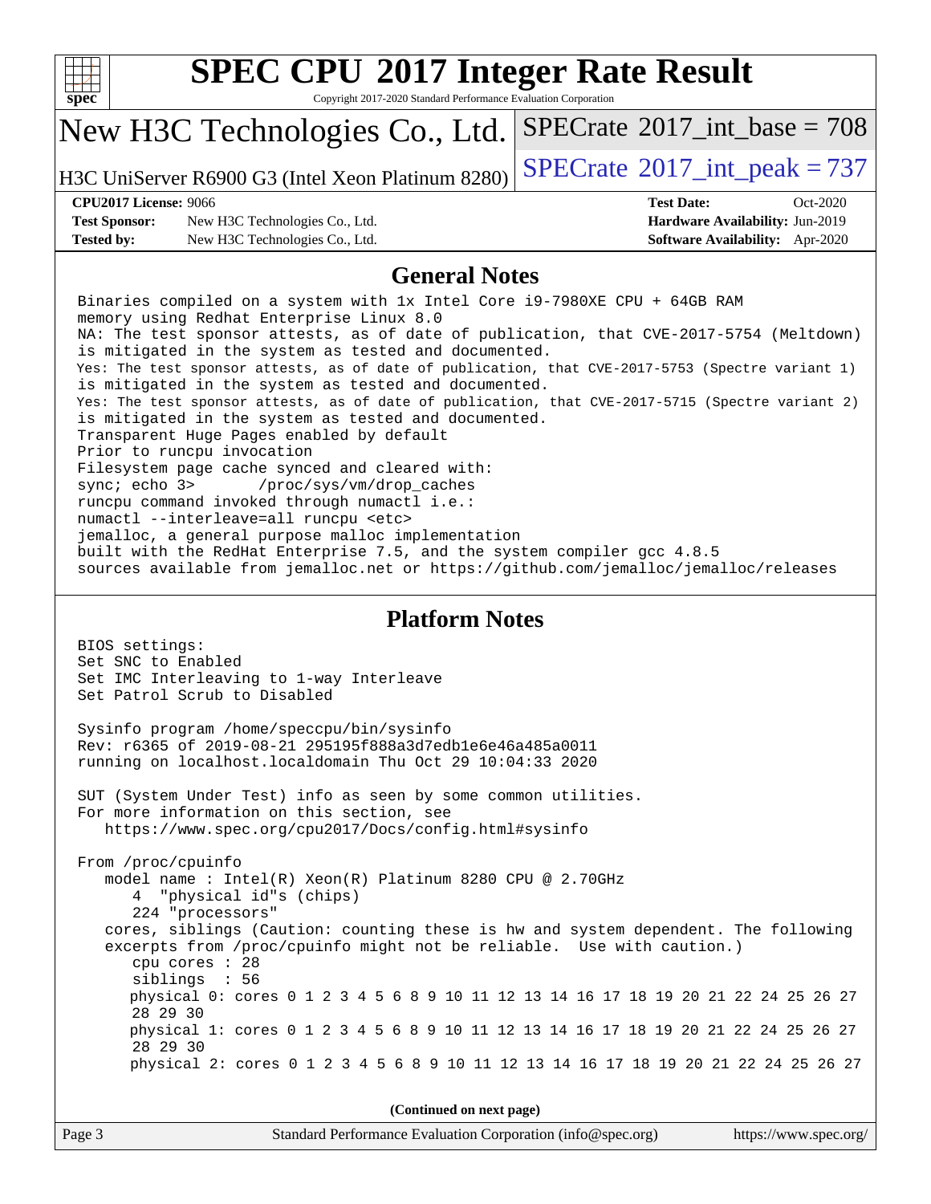# SPEC CPU 2017 Integer Rate Result

Copyright 2017-2020 Standard Performance Evaluation Corporation

## New H3C Technologies Co., Ltd.

H3C UniServer R6900 G3 (Intel Xeon Platinum 8280)

SPECrate 2017_int_base = 708

SPECrate 2017_int_peak = 737

**CPU2017 License:** 9066
**Test Sponsor:** New H3C Technologies Co., Ltd.
**Tested by:** New H3C Technologies Co., Ltd.

**Test Date:** Oct-2020
**Hardware Availability:** Jun-2019
**Software Availability:** Apr-2020

## General Notes

```
Binaries compiled on a system with 1x Intel Core i9-7980XE CPU + 64GB RAM
memory using Redhat Enterprise Linux 8.0
NA: The test sponsor attests, as of date of publication, that CVE-2017-5754 (Meltdown)
is mitigated in the system as tested and documented.
Yes: The test sponsor attests, as of date of publication, that CVE-2017-5753 (Spectre variant 1)
is mitigated in the system as tested and documented.
Yes: The test sponsor attests, as of date of publication, that CVE-2017-5715 (Spectre variant 2)
is mitigated in the system as tested and documented.
Transparent Huge Pages enabled by default
Prior to runcpu invocation
Filesystem page cache synced and cleared with:
sync; echo 3>       /proc/sys/vm/drop_caches
runcpu command invoked through numactl i.e.:
numactl --interleave=all runcpu <etc>
jemalloc, a general purpose malloc implementation
built with the RedHat Enterprise 7.5, and the system compiler gcc 4.8.5
sources available from jemalloc.net or https://github.com/jemalloc/jemalloc/releases
```

## Platform Notes

```
BIOS settings:
Set SNC to Enabled
Set IMC Interleaving to 1-way Interleave
Set Patrol Scrub to Disabled

Sysinfo program /home/speccpu/bin/sysinfo
Rev: r6365 of 2019-08-21 295195f888a3d7edb1e6e46a485a0011
running on localhost.localdomain Thu Oct 29 10:04:33 2020

SUT (System Under Test) info as seen by some common utilities.
For more information on this section, see
   https://www.spec.org/cpu2017/Docs/config.html#sysinfo

From /proc/cpuinfo
   model name : Intel(R) Xeon(R) Platinum 8280 CPU @ 2.70GHz
      4  "physical id"s (chips)
      224 "processors"
   cores, siblings (Caution: counting these is hw and system dependent. The following
   excerpts from /proc/cpuinfo might not be reliable.  Use with caution.)
      cpu cores : 28
      siblings  : 56
      physical 0: cores 0 1 2 3 4 5 6 8 9 10 11 12 13 14 16 17 18 19 20 21 22 24 25 26 27
      28 29 30
      physical 1: cores 0 1 2 3 4 5 6 8 9 10 11 12 13 14 16 17 18 19 20 21 22 24 25 26 27
      28 29 30
      physical 2: cores 0 1 2 3 4 5 6 8 9 10 11 12 13 14 16 17 18 19 20 21 22 24 25 26 27
```

**(Continued on next page)**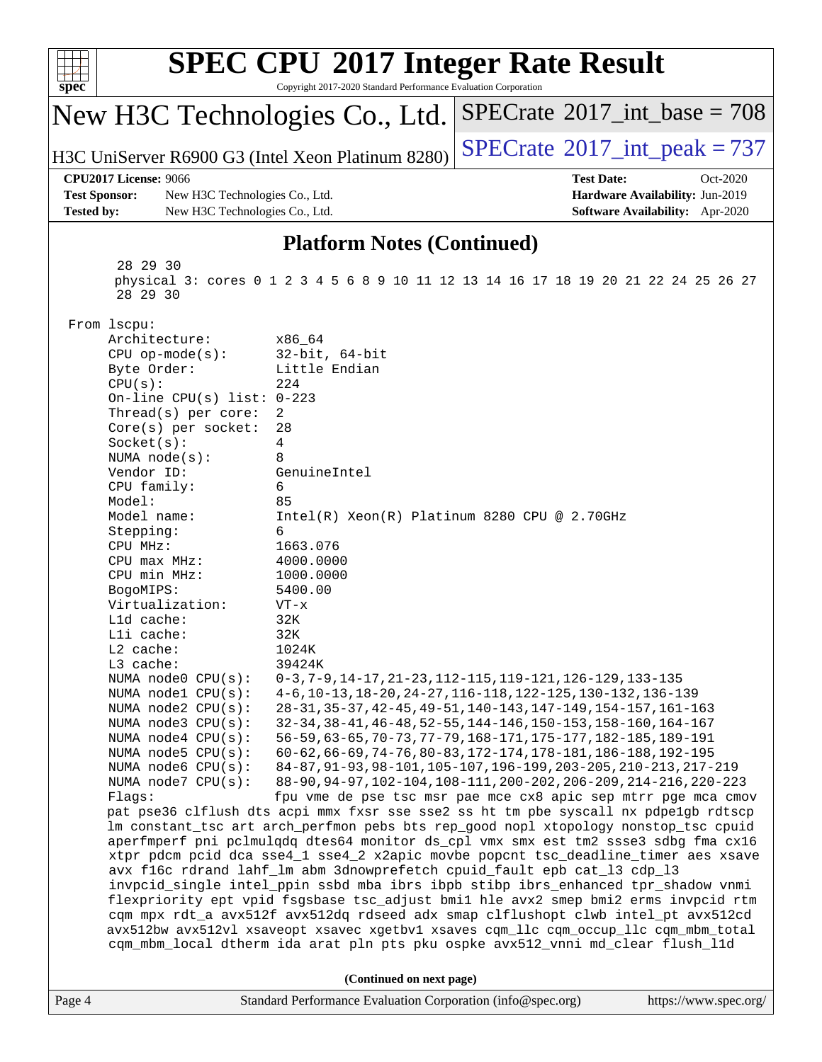## Platform Notes (Continued)

```
        28 29 30
        physical 3: cores 0 1 2 3 4 5 6 8 9 10 11 12 13 14 16 17 18 19 20 21 22 24 25 26 27
        28 29 30

 From lscpu:
      Architecture:          x86_64
      CPU op-mode(s):        32-bit, 64-bit
      Byte Order:            Little Endian
      CPU(s):                224
      On-line CPU(s) list:   0-223
      Thread(s) per core:    2
      Core(s) per socket:    28
      Socket(s):             4
      NUMA node(s):          8
      Vendor ID:             GenuineIntel
      CPU family:            6
      Model:                 85
      Model name:            Intel(R) Xeon(R) Platinum 8280 CPU @ 2.70GHz
      Stepping:              6
      CPU MHz:               1663.076
      CPU max MHz:           4000.0000
      CPU min MHz:           1000.0000
      BogoMIPS:              5400.00
      Virtualization:        VT-x
      L1d cache:             32K
      L1i cache:             32K
      L2 cache:              1024K
      L3 cache:              39424K
      NUMA node0 CPU(s):     0-3,7-9,14-17,21-23,112-115,119-121,126-129,133-135
      NUMA node1 CPU(s):     4-6,10-13,18-20,24-27,116-118,122-125,130-132,136-139
      NUMA node2 CPU(s):     28-31,35-37,42-45,49-51,140-143,147-149,154-157,161-163
      NUMA node3 CPU(s):     32-34,38-41,46-48,52-55,144-146,150-153,158-160,164-167
      NUMA node4 CPU(s):     56-59,63-65,70-73,77-79,168-171,175-177,182-185,189-191
      NUMA node5 CPU(s):     60-62,66-69,74-76,80-83,172-174,178-181,186-188,192-195
      NUMA node6 CPU(s):     84-87,91-93,98-101,105-107,196-199,203-205,210-213,217-219
      NUMA node7 CPU(s):     88-90,94-97,102-104,108-111,200-202,206-209,214-216,220-223
      Flags:                 fpu vme de pse tsc msr pae mce cx8 apic sep mtrr pge mca cmov
      pat pse36 clflush dts acpi mmx fxsr sse sse2 ss ht tm pbe syscall nx pdpe1gb rdtscp
      lm constant_tsc art arch_perfmon pebs bts rep_good nopl xtopology nonstop_tsc cpuid
      aperfmperf pni pclmulqdq dtes64 monitor ds_cpl vmx smx est tm2 ssse3 sdbg fma cx16
      xtpr pdcm pcid dca sse4_1 sse4_2 x2apic movbe popcnt tsc_deadline_timer aes xsave
      avx f16c rdrand lahf_lm abm 3dnowprefetch cpuid_fault epb cat_l3 cdp_l3
      invpcid_single intel_ppin ssbd mba ibrs ibpb stibp ibrs_enhanced tpr_shadow vnmi
      flexpriority ept vpid fsgsbase tsc_adjust bmi1 hle avx2 smep bmi2 erms invpcid rtm
      cqm mpx rdt_a avx512f avx512dq rdseed adx smap clflushopt clwb intel_pt avx512cd
      avx512bw avx512vl xsaveopt xsavec xgetbv1 xsaves cqm_llc cqm_occup_llc cqm_mbm_total
      cqm_mbm_local dtherm ida arat pln pts pku ospke avx512_vnni md_clear flush_l1d
```

**(Continued on next page)**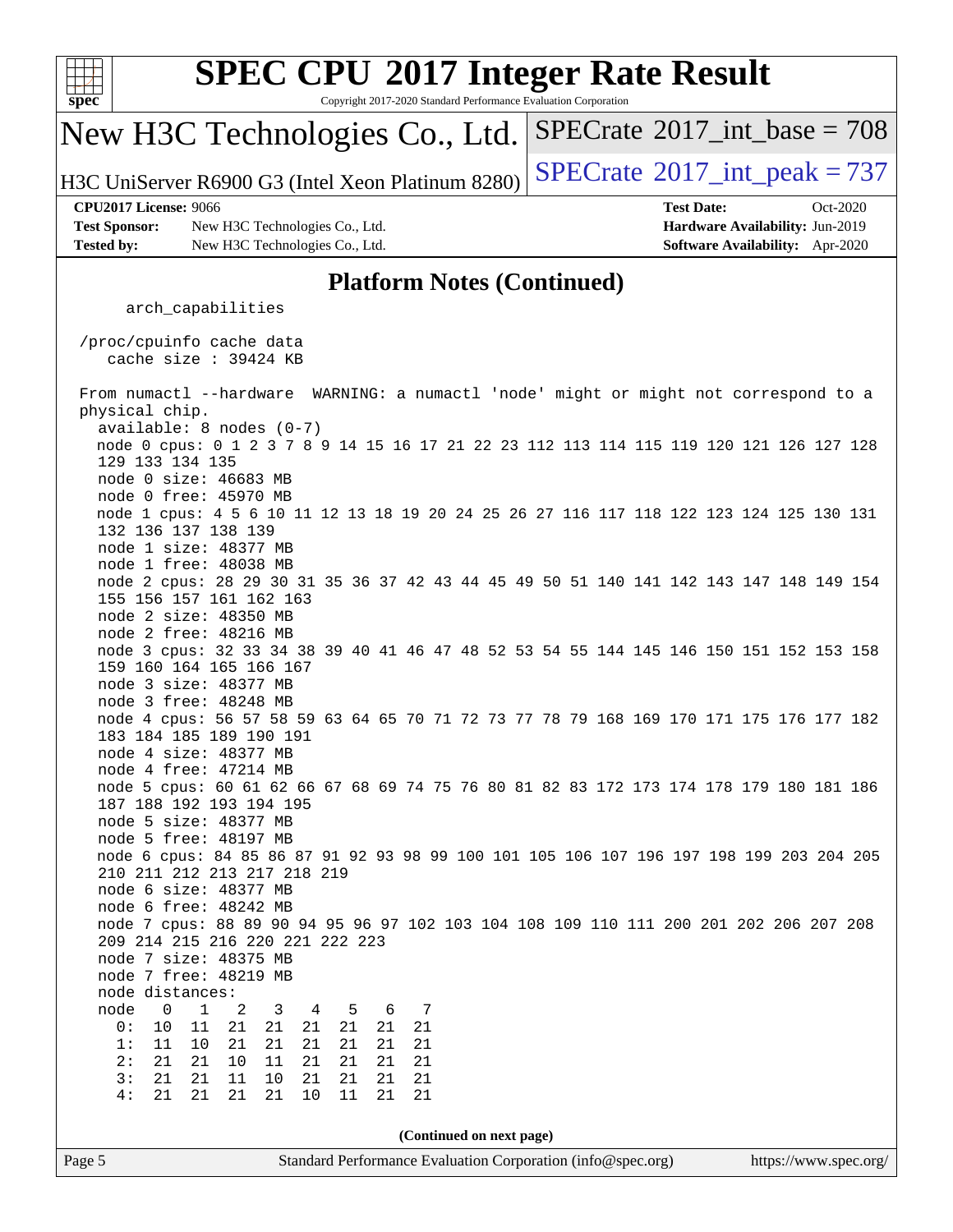# SPEC CPU 2017 Integer Rate Result

Copyright 2017-2020 Standard Performance Evaluation Corporation

**New H3C Technologies Co., Ltd.** — SPECrate 2017_int_base = 708

H3C UniServer R6900 G3 (Intel Xeon Platinum 8280) — SPECrate 2017_int_peak = 737

**CPU2017 License:** 9066
**Test Sponsor:** New H3C Technologies Co., Ltd.
**Tested by:** New H3C Technologies Co., Ltd.
**Test Date:** Oct-2020
**Hardware Availability:** Jun-2019
**Software Availability:** Apr-2020

## Platform Notes (Continued)

```
      arch_capabilities

 /proc/cpuinfo cache data
    cache size : 39424 KB

 From numactl --hardware  WARNING: a numactl 'node' might or might not correspond to a
 physical chip.
   available: 8 nodes (0-7)
   node 0 cpus: 0 1 2 3 7 8 9 14 15 16 17 21 22 23 112 113 114 115 119 120 121 126 127 128
   129 133 134 135
   node 0 size: 46683 MB
   node 0 free: 45970 MB
   node 1 cpus: 4 5 6 10 11 12 13 18 19 20 24 25 26 27 116 117 118 122 123 124 125 130 131
   132 136 137 138 139
   node 1 size: 48377 MB
   node 1 free: 48038 MB
   node 2 cpus: 28 29 30 31 35 36 37 42 43 44 45 49 50 51 140 141 142 143 147 148 149 154
   155 156 157 161 162 163
   node 2 size: 48350 MB
   node 2 free: 48216 MB
   node 3 cpus: 32 33 34 38 39 40 41 46 47 48 52 53 54 55 144 145 146 150 151 152 153 158
   159 160 164 165 166 167
   node 3 size: 48377 MB
   node 3 free: 48248 MB
   node 4 cpus: 56 57 58 59 63 64 65 70 71 72 73 77 78 79 168 169 170 171 175 176 177 182
   183 184 185 189 190 191
   node 4 size: 48377 MB
   node 4 free: 47214 MB
   node 5 cpus: 60 61 62 66 67 68 69 74 75 76 80 81 82 83 172 173 174 178 179 180 181 186
   187 188 192 193 194 195
   node 5 size: 48377 MB
   node 5 free: 48197 MB
   node 6 cpus: 84 85 86 87 91 92 93 98 99 100 101 105 106 107 196 197 198 199 203 204 205
   210 211 212 213 217 218 219
   node 6 size: 48377 MB
   node 6 free: 48242 MB
   node 7 cpus: 88 89 90 94 95 96 97 102 103 104 108 109 110 111 200 201 202 206 207 208
   209 214 215 216 220 221 222 223
   node 7 size: 48375 MB
   node 7 free: 48219 MB
   node distances:
   node   0   1   2   3   4   5   6   7
     0:  10  11  21  21  21  21  21  21
     1:  11  10  21  21  21  21  21  21
     2:  21  21  10  11  21  21  21  21
     3:  21  21  11  10  21  21  21  21
     4:  21  21  21  21  10  11  21  21
```

**(Continued on next page)**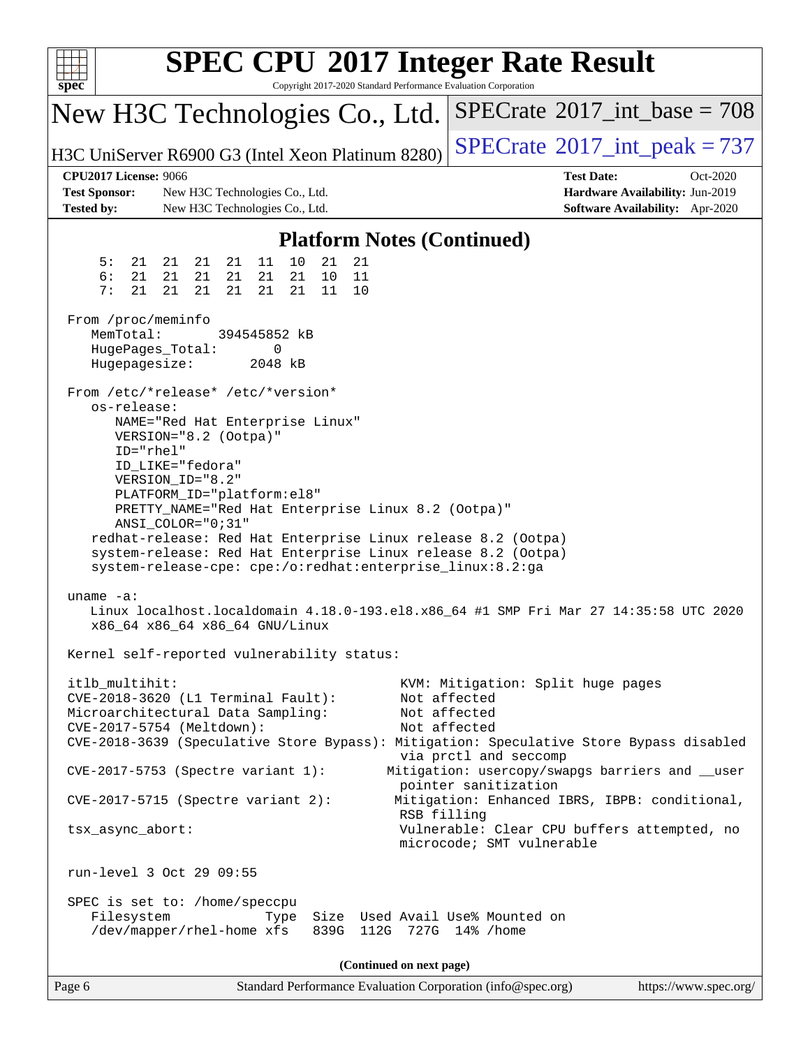# SPEC CPU 2017 Integer Rate Result

Copyright 2017-2020 Standard Performance Evaluation Corporation

## New H3C Technologies Co., Ltd.

H3C UniServer R6900 G3 (Intel Xeon Platinum 8280)

SPECrate 2017_int_base = 708

SPECrate 2017_int_peak = 737

**CPU2017 License:** 9066
**Test Sponsor:** New H3C Technologies Co., Ltd.
**Tested by:** New H3C Technologies Co., Ltd.
**Test Date:** Oct-2020
**Hardware Availability:** Jun-2019
**Software Availability:** Apr-2020

### Platform Notes (Continued)

```
     5:  21  21  21  21  11  10  21  21
     6:  21  21  21  21  21  21  10  11
     7:  21  21  21  21  21  21  11  10

 From /proc/meminfo
    MemTotal:       394545852 kB
    HugePages_Total:       0
    Hugepagesize:       2048 kB

 From /etc/*release* /etc/*version*
    os-release:
       NAME="Red Hat Enterprise Linux"
       VERSION="8.2 (Ootpa)"
       ID="rhel"
       ID_LIKE="fedora"
       VERSION_ID="8.2"
       PLATFORM_ID="platform:el8"
       PRETTY_NAME="Red Hat Enterprise Linux 8.2 (Ootpa)"
       ANSI_COLOR="0;31"
    redhat-release: Red Hat Enterprise Linux release 8.2 (Ootpa)
    system-release: Red Hat Enterprise Linux release 8.2 (Ootpa)
    system-release-cpe: cpe:/o:redhat:enterprise_linux:8.2:ga

 uname -a:
    Linux localhost.localdomain 4.18.0-193.el8.x86_64 #1 SMP Fri Mar 27 14:35:58 UTC 2020
    x86_64 x86_64 x86_64 GNU/Linux

 Kernel self-reported vulnerability status:

 itlb_multihit:                                         KVM: Mitigation: Split huge pages
 CVE-2018-3620 (L1 Terminal Fault):                     Not affected
 Microarchitectural Data Sampling:                      Not affected
 CVE-2017-5754 (Meltdown):                              Not affected
 CVE-2018-3639 (Speculative Store Bypass): Mitigation: Speculative Store Bypass disabled
                                                        via prctl and seccomp
 CVE-2017-5753 (Spectre variant 1):                    Mitigation: usercopy/swapgs barriers and __user
                                                        pointer sanitization
 CVE-2017-5715 (Spectre variant 2):                    Mitigation: Enhanced IBRS, IBPB: conditional,
                                                        RSB filling
 tsx_async_abort:                                       Vulnerable: Clear CPU buffers attempted, no
                                                        microcode; SMT vulnerable

 run-level 3 Oct 29 09:55

 SPEC is set to: /home/speccpu
    Filesystem              Type  Size  Used Avail Use% Mounted on
    /dev/mapper/rhel-home xfs    839G  112G  727G  14% /home
```

(Continued on next page)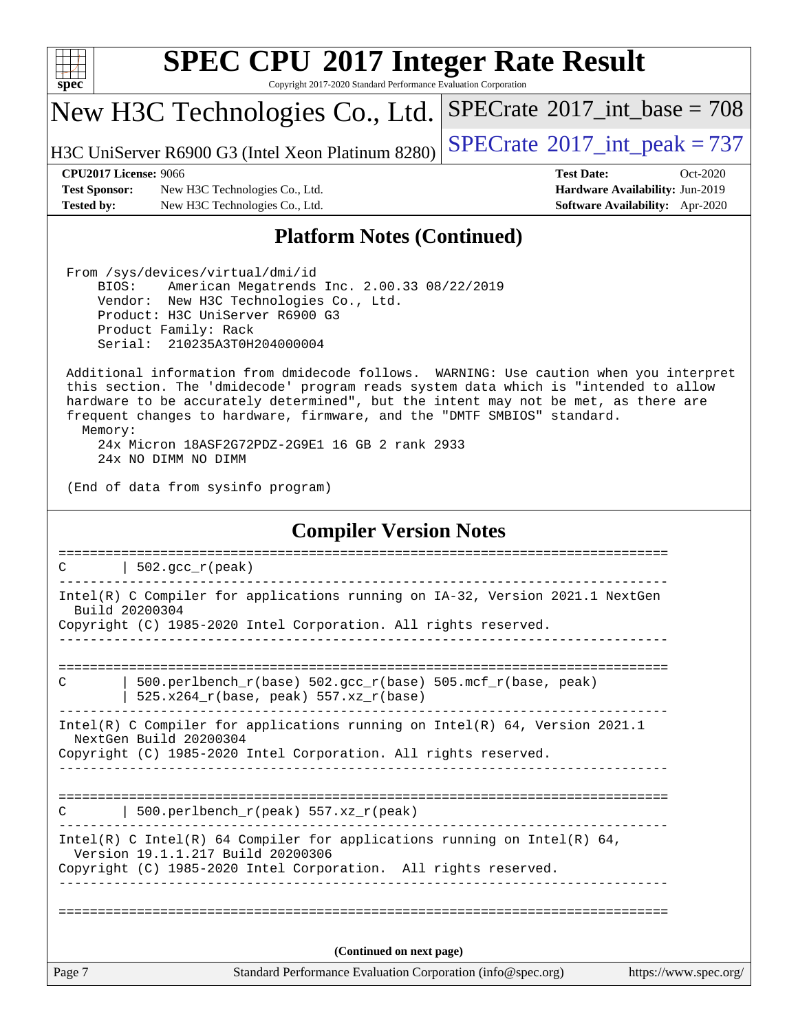# SPEC CPU 2017 Integer Rate Result

Copyright 2017-2020 Standard Performance Evaluation Corporation

New H3C Technologies Co., Ltd.

H3C UniServer R6900 G3 (Intel Xeon Platinum 8280)

SPECrate 2017_int_base = 708

SPECrate 2017_int_peak = 737

**CPU2017 License:** 9066
**Test Sponsor:** New H3C Technologies Co., Ltd.
**Tested by:** New H3C Technologies Co., Ltd.

**Test Date:** Oct-2020
**Hardware Availability:** Jun-2019
**Software Availability:** Apr-2020

## Platform Notes (Continued)

```
From /sys/devices/virtual/dmi/id
    BIOS:    American Megatrends Inc. 2.00.33 08/22/2019
    Vendor:  New H3C Technologies Co., Ltd.
    Product: H3C UniServer R6900 G3
    Product Family: Rack
    Serial:  210235A3T0H204000004

Additional information from dmidecode follows.  WARNING: Use caution when you interpret
this section. The 'dmidecode' program reads system data which is "intended to allow
hardware to be accurately determined", but the intent may not be met, as there are
frequent changes to hardware, firmware, and the "DMTF SMBIOS" standard.
  Memory:
    24x Micron 18ASF2G72PDZ-2G9E1 16 GB 2 rank 2933
    24x NO DIMM NO DIMM

(End of data from sysinfo program)
```

## Compiler Version Notes

```
==============================================================================
C       | 502.gcc_r(peak)
------------------------------------------------------------------------------
Intel(R) C Compiler for applications running on IA-32, Version 2021.1 NextGen
  Build 20200304
Copyright (C) 1985-2020 Intel Corporation. All rights reserved.
------------------------------------------------------------------------------

==============================================================================
C       | 500.perlbench_r(base) 502.gcc_r(base) 505.mcf_r(base, peak)
        | 525.x264_r(base, peak) 557.xz_r(base)
------------------------------------------------------------------------------
Intel(R) C Compiler for applications running on Intel(R) 64, Version 2021.1
  NextGen Build 20200304
Copyright (C) 1985-2020 Intel Corporation. All rights reserved.
------------------------------------------------------------------------------

==============================================================================
C       | 500.perlbench_r(peak) 557.xz_r(peak)
------------------------------------------------------------------------------
Intel(R) C Intel(R) 64 Compiler for applications running on Intel(R) 64,
  Version 19.1.1.217 Build 20200306
Copyright (C) 1985-2020 Intel Corporation.  All rights reserved.
------------------------------------------------------------------------------

==============================================================================
```

(Continued on next page)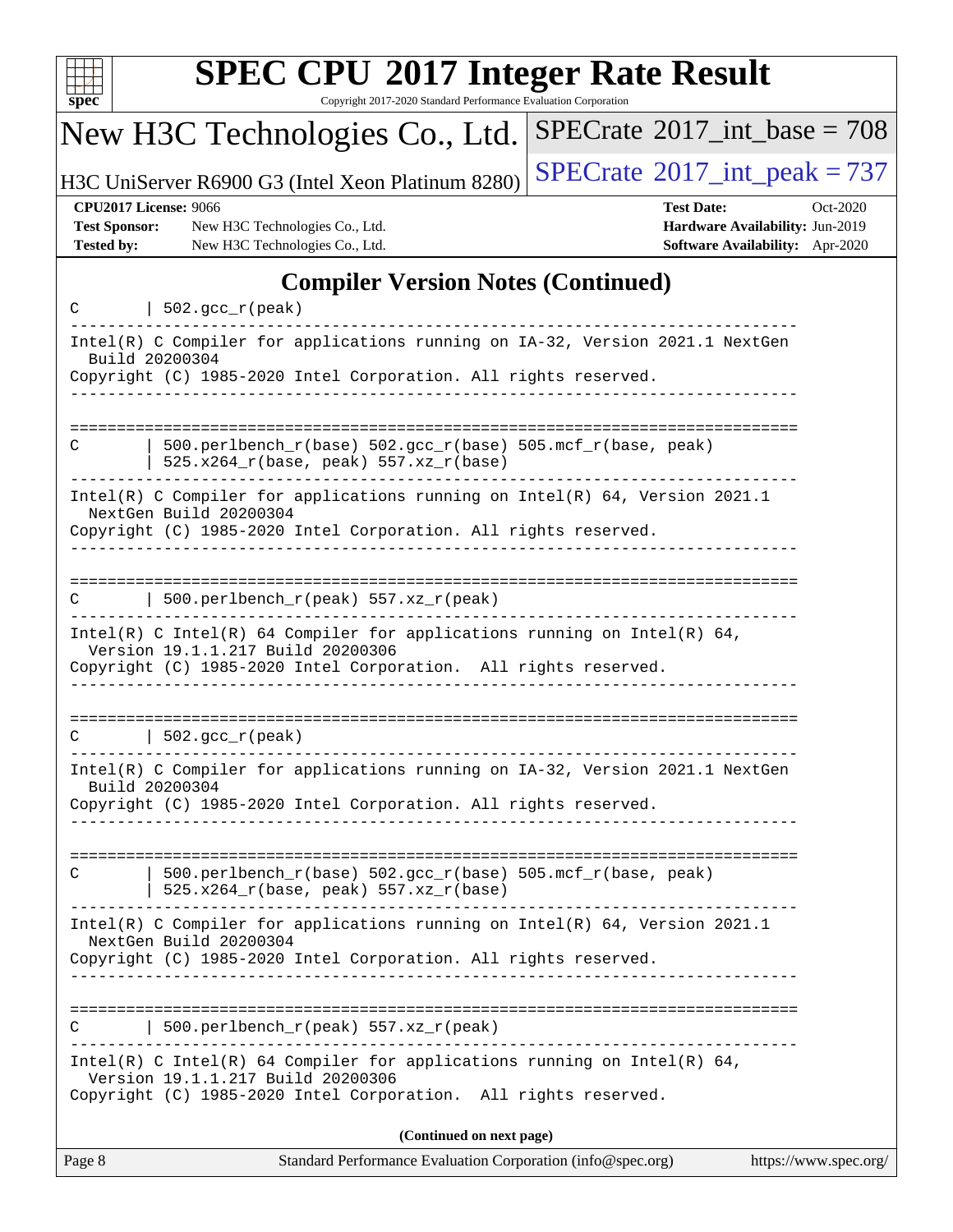## Compiler Version Notes (Continued)

```
C       | 502.gcc_r(peak)
------------------------------------------------------------------------------
Intel(R) C Compiler for applications running on IA-32, Version 2021.1 NextGen
  Build 20200304
Copyright (C) 1985-2020 Intel Corporation. All rights reserved.
------------------------------------------------------------------------------

==============================================================================
C       | 500.perlbench_r(base) 502.gcc_r(base) 505.mcf_r(base, peak)
        | 525.x264_r(base, peak) 557.xz_r(base)
------------------------------------------------------------------------------
Intel(R) C Compiler for applications running on Intel(R) 64, Version 2021.1
  NextGen Build 20200304
Copyright (C) 1985-2020 Intel Corporation. All rights reserved.
------------------------------------------------------------------------------

==============================================================================
C       | 500.perlbench_r(peak) 557.xz_r(peak)
------------------------------------------------------------------------------
Intel(R) C Intel(R) 64 Compiler for applications running on Intel(R) 64,
  Version 19.1.1.217 Build 20200306
Copyright (C) 1985-2020 Intel Corporation.  All rights reserved.
------------------------------------------------------------------------------

==============================================================================
C       | 502.gcc_r(peak)
------------------------------------------------------------------------------
Intel(R) C Compiler for applications running on IA-32, Version 2021.1 NextGen
  Build 20200304
Copyright (C) 1985-2020 Intel Corporation. All rights reserved.
------------------------------------------------------------------------------

==============================================================================
C       | 500.perlbench_r(base) 502.gcc_r(base) 505.mcf_r(base, peak)
        | 525.x264_r(base, peak) 557.xz_r(base)
------------------------------------------------------------------------------
Intel(R) C Compiler for applications running on Intel(R) 64, Version 2021.1
  NextGen Build 20200304
Copyright (C) 1985-2020 Intel Corporation. All rights reserved.
------------------------------------------------------------------------------

==============================================================================
C       | 500.perlbench_r(peak) 557.xz_r(peak)
------------------------------------------------------------------------------
Intel(R) C Intel(R) 64 Compiler for applications running on Intel(R) 64,
  Version 19.1.1.217 Build 20200306
Copyright (C) 1985-2020 Intel Corporation.  All rights reserved.
```

**(Continued on next page)**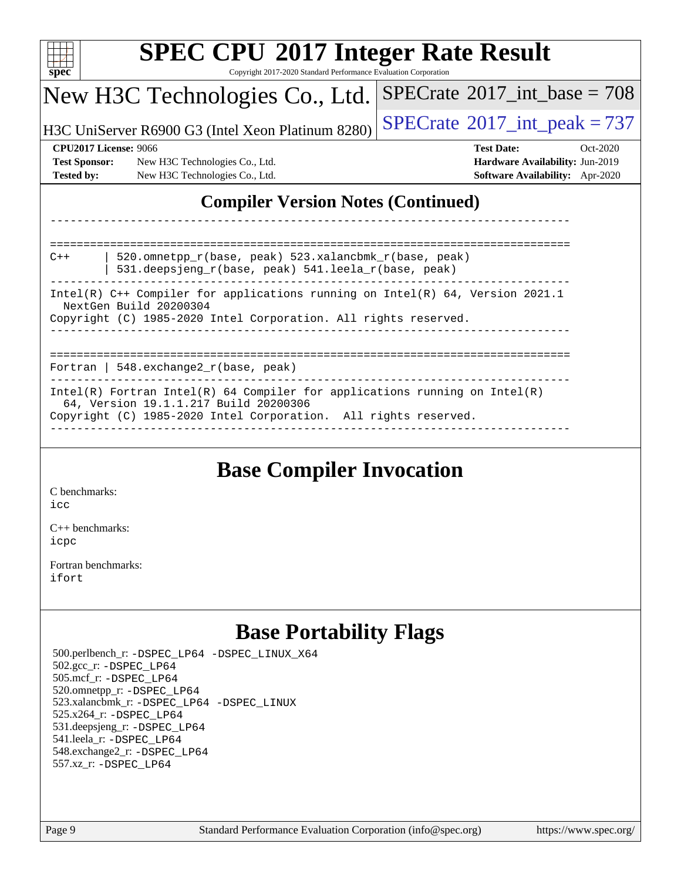# SPEC CPU 2017 Integer Rate Result

Copyright 2017-2020 Standard Performance Evaluation Corporation

## New H3C Technologies Co., Ltd.

H3C UniServer R6900 G3 (Intel Xeon Platinum 8280)

SPECrate 2017_int_base = 708

SPECrate 2017_int_peak = 737

**CPU2017 License:** 9066
**Test Sponsor:** New H3C Technologies Co., Ltd.
**Tested by:** New H3C Technologies Co., Ltd.

**Test Date:** Oct-2020
**Hardware Availability:** Jun-2019
**Software Availability:** Apr-2020

## Compiler Version Notes (Continued)

```
------------------------------------------------------------------------------

==============================================================================
C++     | 520.omnetpp_r(base, peak) 523.xalancbmk_r(base, peak)
        | 531.deepsjeng_r(base, peak) 541.leela_r(base, peak)
------------------------------------------------------------------------------
Intel(R) C++ Compiler for applications running on Intel(R) 64, Version 2021.1
  NextGen Build 20200304
Copyright (C) 1985-2020 Intel Corporation. All rights reserved.
------------------------------------------------------------------------------

==============================================================================
Fortran | 548.exchange2_r(base, peak)
------------------------------------------------------------------------------
Intel(R) Fortran Intel(R) 64 Compiler for applications running on Intel(R)
  64, Version 19.1.1.217 Build 20200306
Copyright (C) 1985-2020 Intel Corporation.  All rights reserved.
------------------------------------------------------------------------------
```

## Base Compiler Invocation

C benchmarks:
icc

C++ benchmarks:
icpc

Fortran benchmarks:
ifort

## Base Portability Flags

500.perlbench_r: -DSPEC_LP64 -DSPEC_LINUX_X64
502.gcc_r: -DSPEC_LP64
505.mcf_r: -DSPEC_LP64
520.omnetpp_r: -DSPEC_LP64
523.xalancbmk_r: -DSPEC_LP64 -DSPEC_LINUX
525.x264_r: -DSPEC_LP64
531.deepsjeng_r: -DSPEC_LP64
541.leela_r: -DSPEC_LP64
548.exchange2_r: -DSPEC_LP64
557.xz_r: -DSPEC_LP64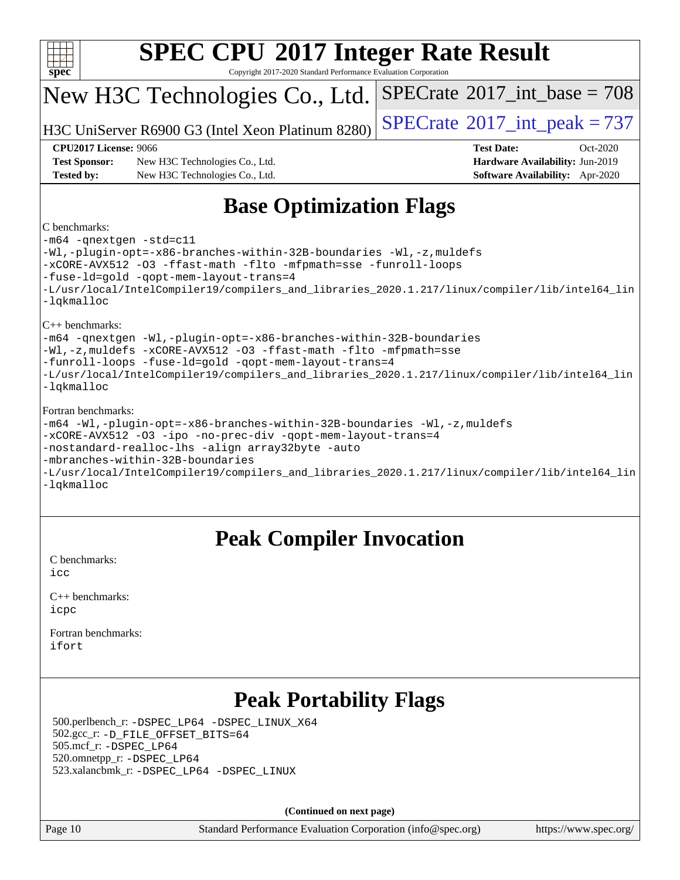# Base Optimization Flags

C benchmarks:

```
-m64 -qnextgen -std=c11
-Wl,-plugin-opt=-x86-branches-within-32B-boundaries -Wl,-z,muldefs
-xCORE-AVX512 -O3 -ffast-math -flto -mfpmath=sse -funroll-loops
-fuse-ld=gold -qopt-mem-layout-trans=4
-L/usr/local/IntelCompiler19/compilers_and_libraries_2020.1.217/linux/compiler/lib/intel64_lin
-lqkmalloc
```

C++ benchmarks:

```
-m64 -qnextgen -Wl,-plugin-opt=-x86-branches-within-32B-boundaries
-Wl,-z,muldefs -xCORE-AVX512 -O3 -ffast-math -flto -mfpmath=sse
-funroll-loops -fuse-ld=gold -qopt-mem-layout-trans=4
-L/usr/local/IntelCompiler19/compilers_and_libraries_2020.1.217/linux/compiler/lib/intel64_lin
-lqkmalloc
```

Fortran benchmarks:

```
-m64 -Wl,-plugin-opt=-x86-branches-within-32B-boundaries -Wl,-z,muldefs
-xCORE-AVX512 -O3 -ipo -no-prec-div -qopt-mem-layout-trans=4
-nostandard-realloc-lhs -align array32byte -auto
-mbranches-within-32B-boundaries
-L/usr/local/IntelCompiler19/compilers_and_libraries_2020.1.217/linux/compiler/lib/intel64_lin
-lqkmalloc
```

# Peak Compiler Invocation

C benchmarks:
icc

C++ benchmarks:
icpc

Fortran benchmarks:
ifort

# Peak Portability Flags

500.perlbench_r: -DSPEC_LP64 -DSPEC_LINUX_X64
502.gcc_r: -D_FILE_OFFSET_BITS=64
505.mcf_r: -DSPEC_LP64
520.omnetpp_r: -DSPEC_LP64
523.xalancbmk_r: -DSPEC_LP64 -DSPEC_LINUX

**(Continued on next page)**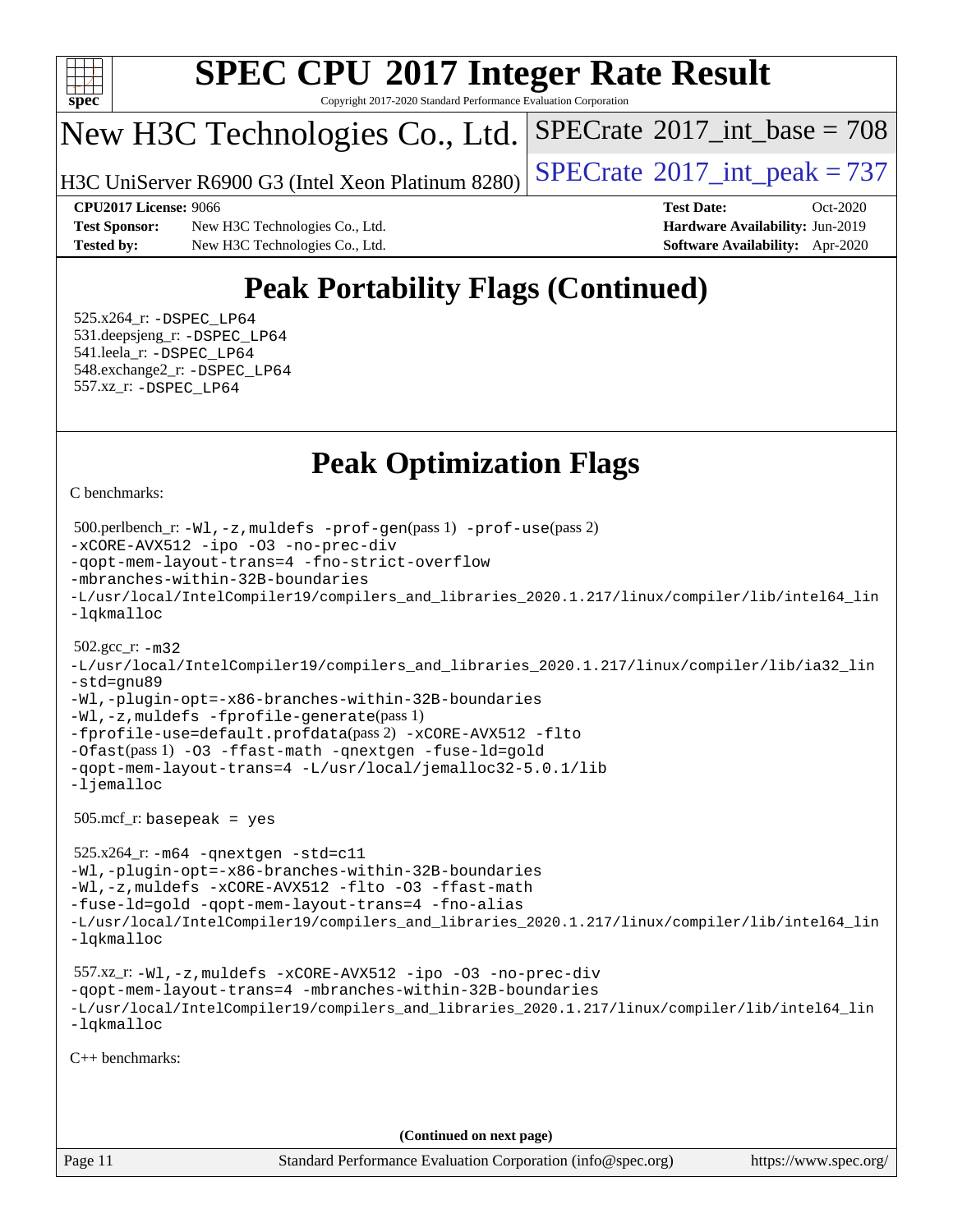# Peak Portability Flags (Continued)

525.x264_r: -DSPEC_LP64
531.deepsjeng_r: -DSPEC_LP64
541.leela_r: -DSPEC_LP64
548.exchange2_r: -DSPEC_LP64
557.xz_r: -DSPEC_LP64

# Peak Optimization Flags

C benchmarks:

500.perlbench_r: -Wl,-z,muldefs -prof-gen(pass 1) -prof-use(pass 2)
-xCORE-AVX512 -ipo -O3 -no-prec-div
-qopt-mem-layout-trans=4 -fno-strict-overflow
-mbranches-within-32B-boundaries
-L/usr/local/IntelCompiler19/compilers_and_libraries_2020.1.217/linux/compiler/lib/intel64_lin
-lqkmalloc

502.gcc_r: -m32
-L/usr/local/IntelCompiler19/compilers_and_libraries_2020.1.217/linux/compiler/lib/ia32_lin
-std=gnu89
-Wl,-plugin-opt=-x86-branches-within-32B-boundaries
-Wl,-z,muldefs -fprofile-generate(pass 1)
-fprofile-use=default.profdata(pass 2) -xCORE-AVX512 -flto
-Ofast(pass 1) -O3 -ffast-math -qnextgen -fuse-ld=gold
-qopt-mem-layout-trans=4 -L/usr/local/jemalloc32-5.0.1/lib
-ljemalloc

505.mcf_r: basepeak = yes

525.x264_r: -m64 -qnextgen -std=c11
-Wl,-plugin-opt=-x86-branches-within-32B-boundaries
-Wl,-z,muldefs -xCORE-AVX512 -flto -O3 -ffast-math
-fuse-ld=gold -qopt-mem-layout-trans=4 -fno-alias
-L/usr/local/IntelCompiler19/compilers_and_libraries_2020.1.217/linux/compiler/lib/intel64_lin
-lqkmalloc

557.xz_r: -Wl,-z,muldefs -xCORE-AVX512 -ipo -O3 -no-prec-div
-qopt-mem-layout-trans=4 -mbranches-within-32B-boundaries
-L/usr/local/IntelCompiler19/compilers_and_libraries_2020.1.217/linux/compiler/lib/intel64_lin
-lqkmalloc

C++ benchmarks:

**(Continued on next page)**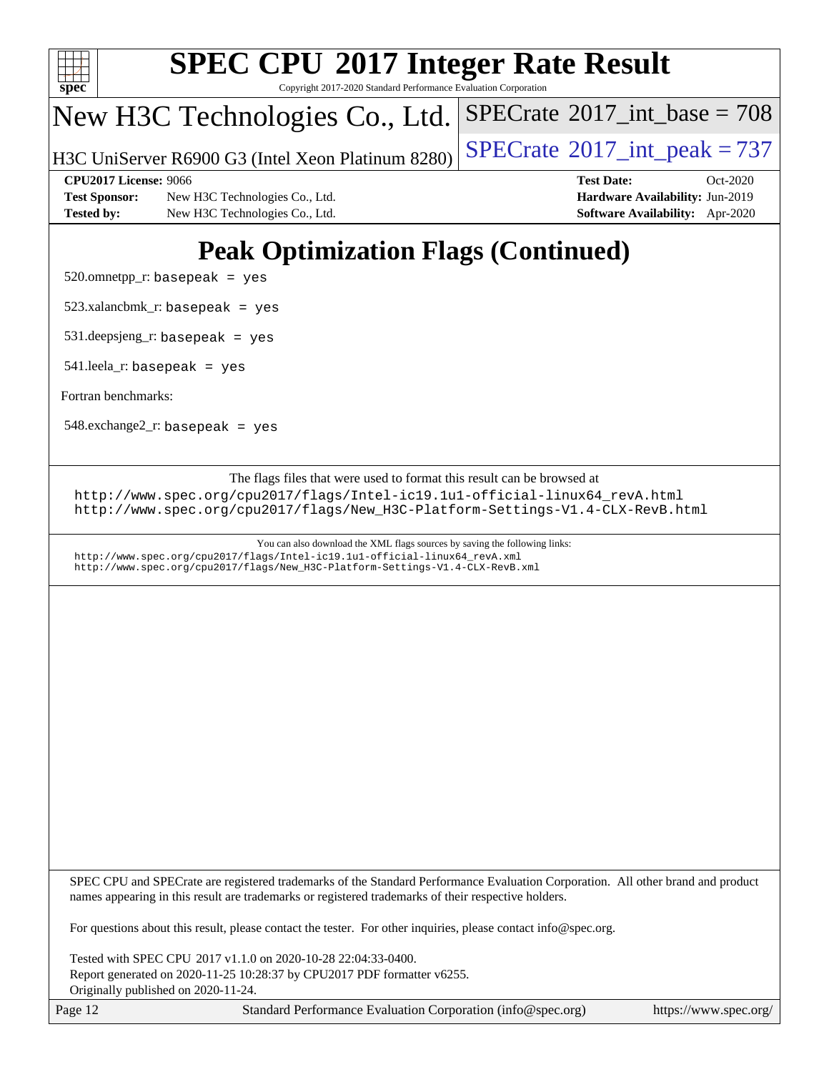# Peak Optimization Flags (Continued)

520.omnetpp_r: basepeak = yes

523.xalancbmk_r: basepeak = yes

531.deepsjeng_r: basepeak = yes

541.leela_r: basepeak = yes

Fortran benchmarks:

548.exchange2_r: basepeak = yes

The flags files that were used to format this result can be browsed at

http://www.spec.org/cpu2017/flags/Intel-ic19.1u1-official-linux64_revA.html
http://www.spec.org/cpu2017/flags/New_H3C-Platform-Settings-V1.4-CLX-RevB.html

You can also download the XML flags sources by saving the following links:

http://www.spec.org/cpu2017/flags/Intel-ic19.1u1-official-linux64_revA.xml
http://www.spec.org/cpu2017/flags/New_H3C-Platform-Settings-V1.4-CLX-RevB.xml

SPEC CPU and SPECrate are registered trademarks of the Standard Performance Evaluation Corporation. All other brand and product names appearing in this result are trademarks or registered trademarks of their respective holders.

For questions about this result, please contact the tester. For other inquiries, please contact info@spec.org.

Tested with SPEC CPU 2017 v1.1.0 on 2020-10-28 22:04:33-0400.
Report generated on 2020-11-25 10:28:37 by CPU2017 PDF formatter v6255.
Originally published on 2020-11-24.